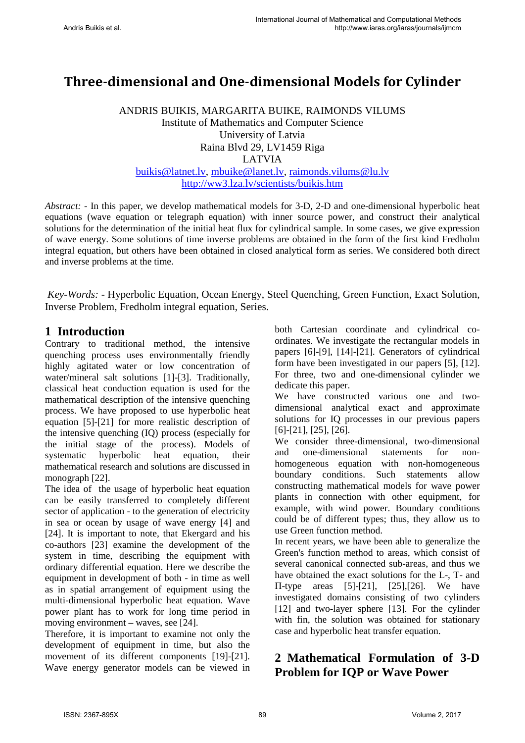# Three-dimensional and One-dimensional Models for Cylinder

ANDRIS BUIKIS, MARGARITA BUIKE, RAIMONDS VILUMS
Institute of Mathematics and Computer Science
University of Latvia
Raina Blvd 29, LV1459 Riga
LATVIA
buikis@latnet.lv, mbuike@lanet.lv, raimonds.vilums@lu.lv
http://ww3.lza.lv/scientists/buikis.htm

*Abstract:* - In this paper, we develop mathematical models for 3-D, 2-D and one-dimensional hyperbolic heat equations (wave equation or telegraph equation) with inner source power, and construct their analytical solutions for the determination of the initial heat flux for cylindrical sample. In some cases, we give expression of wave energy. Some solutions of time inverse problems are obtained in the form of the first kind Fredholm integral equation, but others have been obtained in closed analytical form as series. We considered both direct and inverse problems at the time.

*Key-Words:* - Hyperbolic Equation, Ocean Energy, Steel Quenching, Green Function, Exact Solution, Inverse Problem, Fredholm integral equation, Series.

## 1 Introduction

Contrary to traditional method, the intensive quenching process uses environmentally friendly highly agitated water or low concentration of water/mineral salt solutions [1]-[3]. Traditionally, classical heat conduction equation is used for the mathematical description of the intensive quenching process. We have proposed to use hyperbolic heat equation [5]-[21] for more realistic description of the intensive quenching (IQ) process (especially for the initial stage of the process). Models of systematic hyperbolic heat equation, their mathematical research and solutions are discussed in monograph [22].

The idea of the usage of hyperbolic heat equation can be easily transferred to completely different sector of application - to the generation of electricity in sea or ocean by usage of wave energy [4] and [24]. It is important to note, that Ekergard and his co-authors [23] examine the development of the system in time, describing the equipment with ordinary differential equation. Here we describe the equipment in development of both - in time as well as in spatial arrangement of equipment using the multi-dimensional hyperbolic heat equation. Wave power plant has to work for long time period in moving environment – waves, see [24].

Therefore, it is important to examine not only the development of equipment in time, but also the movement of its different components [19]-[21]. Wave energy generator models can be viewed in both Cartesian coordinate and cylindrical coordinates. We investigate the rectangular models in papers [6]-[9], [14]-[21]. Generators of cylindrical form have been investigated in our papers [5], [12]. For three, two and one-dimensional cylinder we dedicate this paper.

We have constructed various one and two-dimensional analytical exact and approximate solutions for IQ processes in our previous papers [6]-[21], [25], [26].

We consider three-dimensional, two-dimensional and one-dimensional statements for non-homogeneous equation with non-homogeneous boundary conditions. Such statements allow constructing mathematical models for wave power plants in connection with other equipment, for example, with wind power. Boundary conditions could be of different types; thus, they allow us to use Green function method.

In recent years, we have been able to generalize the Green's function method to areas, which consist of several canonical connected sub-areas, and thus we have obtained the exact solutions for the L-, T- and Π-type areas [5]-[21], [25],[26]. We have investigated domains consisting of two cylinders [12] and two-layer sphere [13]. For the cylinder with fin, the solution was obtained for stationary case and hyperbolic heat transfer equation.

## 2 Mathematical Formulation of 3-D Problem for IQP or Wave Power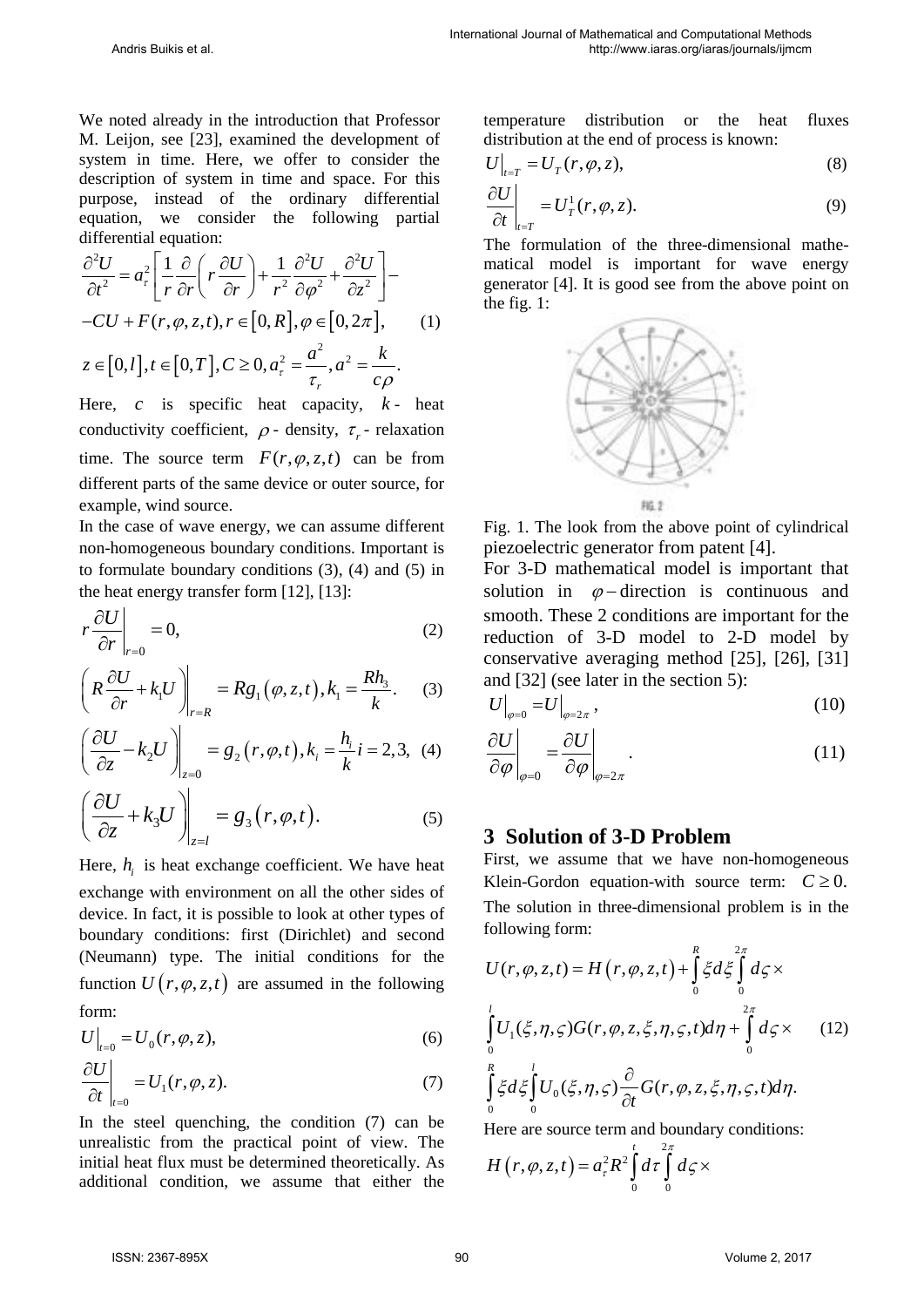We noted already in the introduction that Professor M. Leijon, see [23], examined the development of system in time. Here, we offer to consider the description of system in time and space. For this purpose, instead of the ordinary differential equation, we consider the following partial differential equation:

$$\frac{\partial^2 U}{\partial t^2} = a_\tau^2 \left[ \frac{1}{r} \frac{\partial}{\partial r} \left( r \frac{\partial U}{\partial r} \right) + \frac{1}{r^2} \frac{\partial^2 U}{\partial \varphi^2} + \frac{\partial^2 U}{\partial z^2} \right] - \\ -CU + F(r, \varphi, z, t), r \in [0, R], \varphi \in [0, 2\pi], \quad (1) \\ z \in [0, l], t \in [0, T], C \geq 0, a_\tau^2 = \frac{a^2}{\tau_r}, a^2 = \frac{k}{c\rho}.$$

Here, $c$ is specific heat capacity, $k$ - heat conductivity coefficient, $\rho$ - density, $\tau_r$ - relaxation time. The source term $F(r, \varphi, z, t)$ can be from different parts of the same device or outer source, for example, wind source.

In the case of wave energy, we can assume different non-homogeneous boundary conditions. Important is to formulate boundary conditions (3), (4) and (5) in the heat energy transfer form [12], [13]:

$$r \frac{\partial U}{\partial r} \bigg|_{r=0} = 0, \quad (2)$$

$$\left( R \frac{\partial U}{\partial r} + k_1 U \right) \bigg|_{r=R} = R g_1(\varphi, z, t), k_1 = \frac{R h_3}{k}. \quad (3)$$

$$\left( \frac{\partial U}{\partial z} - k_2 U \right) \bigg|_{z=0} = g_2(r, \varphi, t), k_i = \frac{h_i}{k} i = 2, 3, \quad (4)$$

$$\left( \frac{\partial U}{\partial z} + k_3 U \right) \bigg|_{z=l} = g_3(r, \varphi, t). \quad (5)$$

Here, $h_i$ is heat exchange coefficient. We have heat exchange with environment on all the other sides of device. In fact, it is possible to look at other types of boundary conditions: first (Dirichlet) and second (Neumann) type. The initial conditions for the function $U(r, \varphi, z, t)$ are assumed in the following form:

$$U\big|_{t=0} = U_0(r, \varphi, z), \quad (6)$$

$$\frac{\partial U}{\partial t} \bigg|_{t=0} = U_1(r, \varphi, z). \quad (7)$$

In the steel quenching, the condition (7) can be unrealistic from the practical point of view. The initial heat flux must be determined theoretically. As additional condition, we assume that either the temperature distribution or the heat fluxes distribution at the end of process is known:

$$U\big|_{t=T} = U_T(r, \varphi, z), \quad (8)$$

$$\frac{\partial U}{\partial t} \bigg|_{t=T} = U_T^1(r, \varphi, z). \quad (9)$$

The formulation of the three-dimensional mathematical model is important for wave energy generator [4]. It is good see from the above point on the fig. 1:

Fig. 1. The look from the above point of cylindrical piezoelectric generator from patent [4].

For 3-D mathematical model is important that solution in $\varphi$ – direction is continuous and smooth. These 2 conditions are important for the reduction of 3-D model to 2-D model by conservative averaging method [25], [26], [31] and [32] (see later in the section 5):

$$U\big|_{\varphi=0} = U\big|_{\varphi=2\pi}, \quad (10)$$

$$\frac{\partial U}{\partial \varphi} \bigg|_{\varphi=0} = \frac{\partial U}{\partial \varphi} \bigg|_{\varphi=2\pi}. \quad (11)$$

## 3 Solution of 3-D Problem

First, we assume that we have non-homogeneous Klein-Gordon equation-with source term: $C \geq 0$. The solution in three-dimensional problem is in the following form:

$$U(r, \varphi, z, t) = H(r, \varphi, z, t) + \int_0^R \xi d\xi \int_0^{2\pi} d\varsigma \times \\ \int_0^l U_1(\xi, \eta, \varsigma) G(r, \varphi, z, \xi, \eta, \varsigma, t) d\eta + \int_0^{2\pi} d\varsigma \times \quad (12) \\ \int_0^R \xi d\xi \int_0^l U_0(\xi, \eta, \varsigma) \frac{\partial}{\partial t} G(r, \varphi, z, \xi, \eta, \varsigma, t) d\eta.$$

Here are source term and boundary conditions:

$$H(r, \varphi, z, t) = a_\tau^2 R^2 \int_0^t d\tau \int_0^{2\pi} d\varsigma \times$$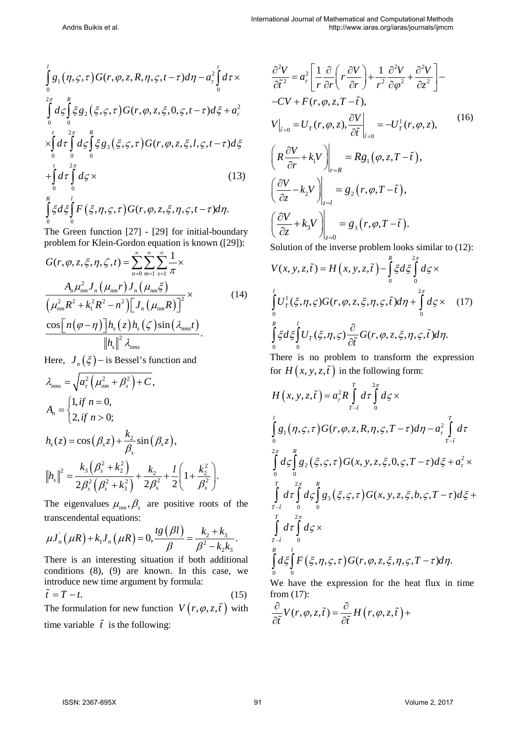$$\int_0^l g_1(\eta,\varsigma,\tau)G(r,\varphi,z,R,\eta,\varsigma,t-\tau)d\eta - a_\tau^2\int_0^t d\tau \times$$
$$\int_0^{2\pi} d\varsigma\int_0^R \xi g_2(\xi,\varsigma,\tau)G(r,\varphi,z,\xi,0,\varsigma,t-\tau)d\xi + a_\tau^2$$
$$\times\int_0^t d\tau\int_0^{2\pi} d\varsigma\int_0^R \xi g_3(\xi,\varsigma,\tau)G(r,\varphi,z,\xi,l,\varsigma,t-\tau)d\xi$$
$$+\int_0^t d\tau\int_0^{2\pi} d\varsigma\times \tag{13}$$
$$\int_0^R \xi d\xi\int_0^l F(\xi,\eta,\varsigma,\tau)G(r,\varphi,z,\xi,\eta,\varsigma,t-\tau)d\eta.$$

The Green function [27] - [29] for initial-boundary problem for Klein-Gordon equation is known ([29]):

$$G(r,\varphi,z,\xi,\eta,\zeta,t) = \sum_{n=0}^{\infty}\sum_{m=1}^{\infty}\sum_{s=1}^{\infty}\frac{1}{\pi}\times$$
$$\frac{A_n\mu_{nm}^2 J_n(\mu_{nm}r)J_n(\mu_{nm}\xi)}{\left(\mu_{nm}^2R^2+k_1^2R^2-n^2\right)\left[J_n(\mu_{nm}R)\right]^2}\times \tag{14}$$
$$\frac{\cos\left[n(\varphi-\eta)\right]h_s(z)h_s(\zeta)\sin(\lambda_{nms}t)}{\|h_s\|^2\lambda_{nms}}.$$

Here, $J_n(\xi)$ – is Bessel's function and

$$\lambda_{nms} = \sqrt{a_\tau^2\left(\mu_{nm}^2+\beta_s^2\right)+C},$$

$$A_n = \begin{cases}1, if\ n=0,\\ 2, if\ n>0;\end{cases}$$

$$h_s(z) = \cos(\beta_s z)+\frac{k_2}{\beta_s}\sin(\beta_s z),$$

$$\|h_s\|^2 = \frac{k_3\left(\beta_s^2+k_2^2\right)}{2\beta_s^2\left(\beta_s^2+k_3^2\right)}+\frac{k_2}{2\beta_s^2}+\frac{l}{2}\left(1+\frac{k_2^2}{\beta_s^2}\right).$$

The eigenvalues $\mu_{nm}, \beta_s$ are positive roots of the transcendental equations:

$$\mu J_n'(\mu R)+k_1J_n(\mu R)=0, \frac{tg(\beta l)}{\beta}=\frac{k_2+k_3}{\beta^2-k_2k_3}.$$

There is an interesting situation if both additional conditions (8), (9) are known. In this case, we introduce new time argument by formula:

$$\tilde{t} = T - t. \tag{15}$$

The formulation for new function $V(r,\varphi,z,\tilde{t})$ with time variable $\tilde{t}$ is the following:

$$\frac{\partial^2 V}{\partial\tilde{t}^2} = a_\tau^2\left[\frac{1}{r}\frac{\partial}{\partial r}\left(r\frac{\partial V}{\partial r}\right)+\frac{1}{r^2}\frac{\partial^2 V}{\partial\varphi^2}+\frac{\partial^2 V}{\partial z^2}\right]-$$
$$-CV+F(r,\varphi,z,T-\tilde{t}),$$
$$V\big|_{\tilde{t}=0} = U_T(r,\varphi,z), \left.\frac{\partial V}{\partial\tilde{t}}\right|_{\tilde{t}=0} = -U_T^1(r,\varphi,z), \tag{16}$$
$$\left.\left(R\frac{\partial V}{\partial r}+k_1V\right)\right|_{r=R} = Rg_1(\varphi,z,T-\tilde{t}),$$
$$\left.\left(\frac{\partial V}{\partial z}-k_2V\right)\right|_{z=l} = g_2(r,\varphi,T-\tilde{t}),$$
$$\left.\left(\frac{\partial V}{\partial z}+k_3V\right)\right|_{z=0} = g_3(r,\varphi,T-\tilde{t}).$$

Solution of the inverse problem looks similar to (12):

$$V(x,y,z,\tilde{t}) = H(x,y,z,\tilde{t}) - \int_0^R \xi d\xi\int_0^{2\pi} d\varsigma\times$$
$$\int_0^l U_T^1(\xi,\eta,\varsigma)G(r,\varphi,z,\xi,\eta,\varsigma,\tilde{t})d\eta + \int_0^{2\pi} d\varsigma\times \tag{17}$$
$$\int_0^R \xi d\xi\int_0^l U_T(\xi,\eta,\varsigma)\frac{\partial}{\partial\tilde{t}}G(r,\varphi,z,\xi,\eta,\varsigma,\tilde{t})d\eta.$$

There is no problem to transform the expression for $H(x,y,z,\tilde{t})$ in the following form:

$$H(x,y,z,\tilde{t}) = a_\tau^2R\int_{T-\tilde{t}}^T d\tau\int_0^{2\pi} d\varsigma\times$$
$$\int_0^l g_1(\eta,\varsigma,\tau)G(r,\varphi,z,R,\eta,\varsigma,T-\tau)d\eta - a_\tau^2\int_{T-\tilde{t}}^T d\tau$$
$$\int_0^{2\pi} d\varsigma\int_0^R g_2(\xi,\varsigma,\tau)G(x,y,z,\xi,0,\varsigma,T-\tau)d\xi + a_\tau^2\times$$
$$\int_{T-\tilde{t}}^T d\tau\int_0^{2\pi} d\varsigma\int_0^R g_3(\xi,\varsigma,\tau)G(x,y,z,\xi,b,\varsigma,T-\tau)d\xi +$$
$$\int_{T-\tilde{t}}^T d\tau\int_0^{2\pi} d\varsigma\times$$
$$\int_0^R d\xi\int_0^l F(\xi,\eta,\varsigma,\tau)G(r,\varphi,z,\xi,\eta,\varsigma,T-\tau)d\eta.$$

We have the expression for the heat flux in time from (17):

$$\frac{\partial}{\partial\tilde{t}}V(r,\varphi,z,\tilde{t}) = \frac{\partial}{\partial\tilde{t}}H(r,\varphi,z,\tilde{t}) +$$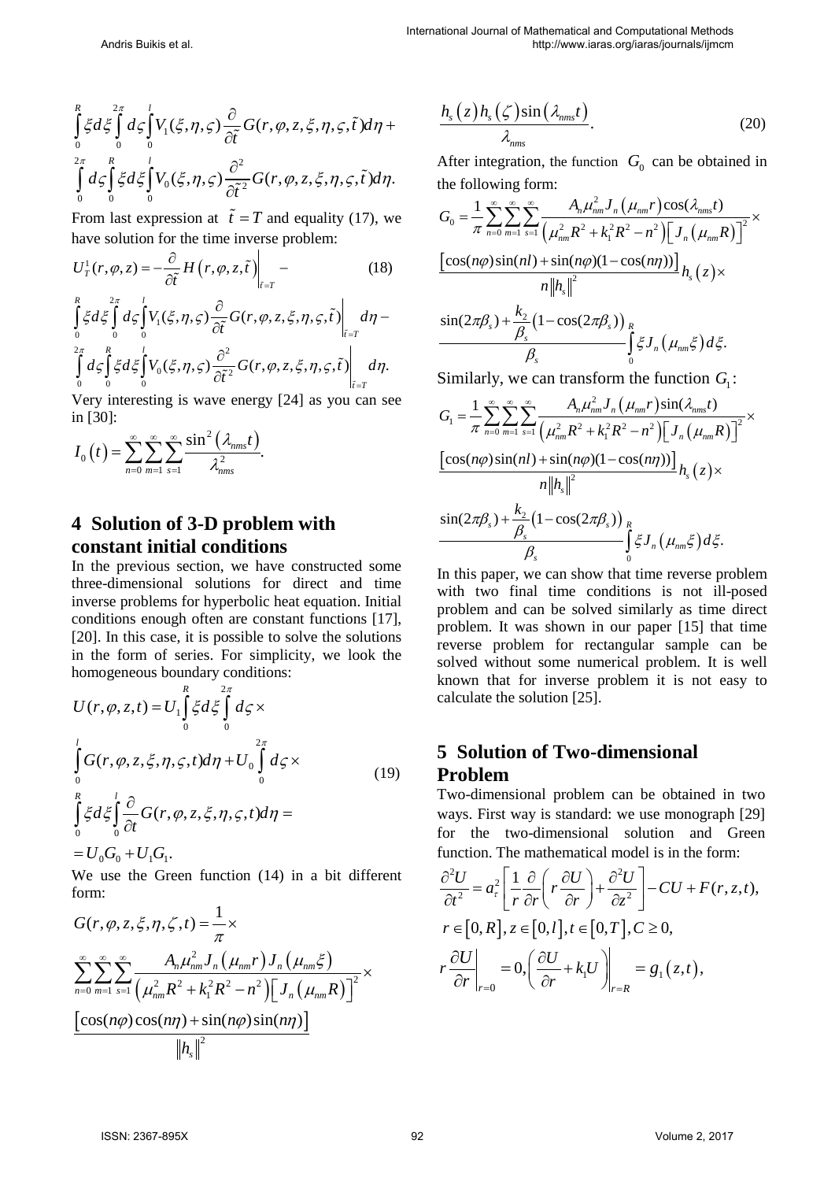$$\int_0^R \xi d\xi \int_0^{2\pi} d\varsigma \int_0^l V_1(\xi,\eta,\varsigma)\frac{\partial}{\partial \tilde{t}} G(r,\varphi,z,\xi,\eta,\varsigma,\tilde{t})d\eta +$$

$$\int_0^{2\pi} d\varsigma \int_0^R \xi d\xi \int_0^l V_0(\xi,\eta,\varsigma)\frac{\partial^2}{\partial \tilde{t}^2} G(r,\varphi,z,\xi,\eta,\varsigma,\tilde{t})d\eta.$$

From last expression at $\tilde{t}=T$ and equality (17), we have solution for the time inverse problem:

$$U_T^1(r,\varphi,z) = -\frac{\partial}{\partial \tilde{t}} H\left(r,\varphi,z,\tilde{t}\right)\Big|_{\tilde{t}=T} - \quad (18)$$

$$\int_0^R \xi d\xi \int_0^{2\pi} d\varsigma \int_0^l V_1(\xi,\eta,\varsigma)\frac{\partial}{\partial \tilde{t}} G(r,\varphi,z,\xi,\eta,\varsigma,\tilde{t})\Big|_{\tilde{t}=T} d\eta -$$

$$\int_0^{2\pi} d\varsigma \int_0^R \xi d\xi \int_0^l V_0(\xi,\eta,\varsigma)\frac{\partial^2}{\partial \tilde{t}^2} G(r,\varphi,z,\xi,\eta,\varsigma,\tilde{t})\Big|_{\tilde{t}=T} d\eta.$$

Very interesting is wave energy [24] as you can see in [30]:

$$I_0(t) = \sum_{n=0}^{\infty}\sum_{m=1}^{\infty}\sum_{s=1}^{\infty}\frac{\sin^2\left(\lambda_{nms}t\right)}{\lambda_{nms}^2}.$$

## 4 Solution of 3-D problem with constant initial conditions

In the previous section, we have constructed some three-dimensional solutions for direct and time inverse problems for hyperbolic heat equation. Initial conditions enough often are constant functions [17], [20]. In this case, it is possible to solve the solutions in the form of series. For simplicity, we look the homogeneous boundary conditions:

$$U(r,\varphi,z,t) = U_1\int_0^R \xi d\xi \int_0^{2\pi} d\varsigma \times$$

$$\int_0^l G(r,\varphi,z,\xi,\eta,\varsigma,t)d\eta + U_0\int_0^{2\pi} d\varsigma \times \quad (19)$$

$$\int_0^R \xi d\xi \int_0^l \frac{\partial}{\partial t} G(r,\varphi,z,\xi,\eta,\varsigma,t)d\eta =$$

$$= U_0 G_0 + U_1 G_1.$$

We use the Green function (14) in a bit different form:

$$G(r,\varphi,z,\xi,\eta,\zeta,t) = \frac{1}{\pi}\times$$

$$\sum_{n=0}^{\infty}\sum_{m=1}^{\infty}\sum_{s=1}^{\infty}\frac{A_n\mu_{nm}^2 J_n\left(\mu_{nm}r\right)J_n\left(\mu_{nm}\xi\right)}{\left(\mu_{nm}^2R^2+k_1^2R^2-n^2\right)\left[J_n\left(\mu_{nm}R\right)\right]^2}\times$$

$$\frac{\left[\cos(n\varphi)\cos(n\eta)+\sin(n\varphi)\sin(n\eta)\right]}{\left\|h_s\right\|^2}$$

$$\frac{h_s(z)h_s(\zeta)\sin\left(\lambda_{nms}t\right)}{\lambda_{nms}}. \quad (20)$$

After integration, the function $G_0$ can be obtained in the following form:

$$G_0 = \frac{1}{\pi}\sum_{n=0}^{\infty}\sum_{m=1}^{\infty}\sum_{s=1}^{\infty}\frac{A_n\mu_{nm}^2 J_n\left(\mu_{nm}r\right)\cos(\lambda_{nms}t)}{\left(\mu_{nm}^2R^2+k_1^2R^2-n^2\right)\left[J_n\left(\mu_{nm}R\right)\right]^2}\times$$

$$\frac{\left[\cos(n\varphi)\sin(nl)+\sin(n\varphi)(1-\cos(n\eta))\right]}{n\left\|h_s\right\|^2}h_s(z)\times$$

$$\frac{\sin(2\pi\beta_s)+\dfrac{k_2}{\beta_s}\left(1-\cos(2\pi\beta_s)\right)}{\beta_s}\int_0^R \xi J_n\left(\mu_{nm}\xi\right)d\xi.$$

Similarly, we can transform the function $G_1$:

$$G_1 = \frac{1}{\pi}\sum_{n=0}^{\infty}\sum_{m=1}^{\infty}\sum_{s=1}^{\infty}\frac{A_n\mu_{nm}^2 J_n\left(\mu_{nm}r\right)\sin(\lambda_{nms}t)}{\left(\mu_{nm}^2R^2+k_1^2R^2-n^2\right)\left[J_n\left(\mu_{nm}R\right)\right]^2}\times$$

$$\frac{\left[\cos(n\varphi)\sin(nl)+\sin(n\varphi)(1-\cos(n\eta))\right]}{n\left\|h_s\right\|^2}h_s(z)\times$$

$$\frac{\sin(2\pi\beta_s)+\dfrac{k_2}{\beta_s}\left(1-\cos(2\pi\beta_s)\right)}{\beta_s}\int_0^R \xi J_n\left(\mu_{nm}\xi\right)d\xi.$$

In this paper, we can show that time reverse problem with two final time conditions is not ill-posed problem and can be solved similarly as time direct problem. It was shown in our paper [15] that time reverse problem for rectangular sample can be solved without some numerical problem. It is well known that for inverse problem it is not easy to calculate the solution [25].

## 5 Solution of Two-dimensional Problem

Two-dimensional problem can be obtained in two ways. First way is standard: we use monograph [29] for the two-dimensional solution and Green function. The mathematical model is in the form:

$$\frac{\partial^2 U}{\partial t^2} = a_r^2\left[\frac{1}{r}\frac{\partial}{\partial r}\left(r\frac{\partial U}{\partial r}\right)+\frac{\partial^2 U}{\partial z^2}\right]-CU+F(r,z,t),$$

$$r\in[0,R], z\in[0,l], t\in[0,T], C\geq 0,$$

$$r\frac{\partial U}{\partial r}\Big|_{r=0} = 0, \left(\frac{\partial U}{\partial r}+k_1U\right)\Big|_{r=R} = g_1(z,t),$$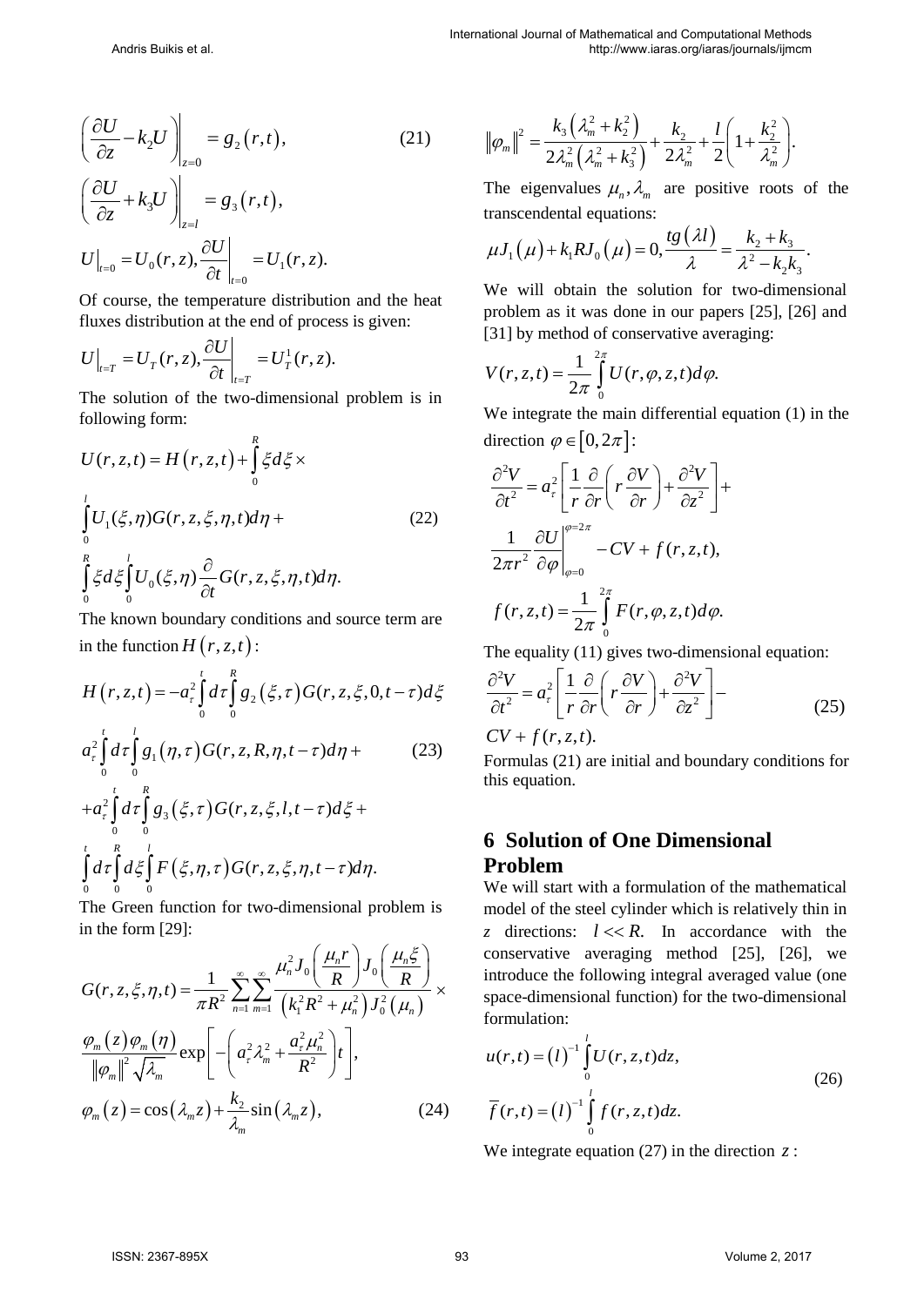$$\left.\left(\frac{\partial U}{\partial z}-k_2 U\right)\right|_{z=0}=g_2(r,t), \tag{21}$$

$$\left.\left(\frac{\partial U}{\partial z}+k_3 U\right)\right|_{z=l}=g_3(r,t),$$

$$U\big|_{t=0}=U_0(r,z), \left.\frac{\partial U}{\partial t}\right|_{t=0}=U_1(r,z).$$

Of course, the temperature distribution and the heat fluxes distribution at the end of process is given:

$$U\big|_{t=T}=U_T(r,z), \left.\frac{\partial U}{\partial t}\right|_{t=T}=U_T^1(r,z).$$

The solution of the two-dimensional problem is in following form:

$$U(r,z,t)=H(r,z,t)+\int_0^R \xi d\xi \times$$

$$\int_0^l U_1(\xi,\eta)G(r,z,\xi,\eta,t)d\eta+ \tag{22}$$

$$\int_0^R \xi d\xi \int_0^l U_0(\xi,\eta)\frac{\partial}{\partial t}G(r,z,\xi,\eta,t)d\eta.$$

The known boundary conditions and source term are in the function $H(r,z,t)$:

$$H(r,z,t)=-a_\tau^2\int_0^t d\tau\int_0^R g_2(\xi,\tau)G(r,z,\xi,0,t-\tau)d\xi$$

$$a_\tau^2\int_0^t d\tau\int_0^l g_1(\eta,\tau)G(r,z,R,\eta,t-\tau)d\eta+ \tag{23}$$

$$+a_\tau^2\int_0^t d\tau\int_0^R g_3(\xi,\tau)G(r,z,\xi,l,t-\tau)d\xi+$$

$$\int_0^t d\tau\int_0^R d\xi\int_0^l F(\xi,\eta,\tau)G(r,z,\xi,\eta,t-\tau)d\eta.$$

The Green function for two-dimensional problem is in the form [29]:

$$G(r,z,\xi,\eta,t)=\frac{1}{\pi R^2}\sum_{n=1}^{\infty}\sum_{m=1}^{\infty}\frac{\mu_n^2 J_0\left(\frac{\mu_n r}{R}\right)J_0\left(\frac{\mu_n \xi}{R}\right)}{\left(k_1^2R^2+\mu_n^2\right)J_0^2(\mu_n)}\times$$

$$\frac{\varphi_m(z)\varphi_m(\eta)}{\|\varphi_m\|^2\sqrt{\lambda_m}}\exp\left[-\left(a_\tau^2\lambda_m^2+\frac{a_\tau^2\mu_n^2}{R^2}\right)t\right],$$

$$\varphi_m(z)=\cos(\lambda_m z)+\frac{k_2}{\lambda_m}\sin(\lambda_m z), \tag{24}$$

$$\|\varphi_m\|^2=\frac{k_3\left(\lambda_m^2+k_2^2\right)}{2\lambda_m^2\left(\lambda_m^2+k_3^2\right)}+\frac{k_2}{2\lambda_m^2}+\frac{l}{2}\left(1+\frac{k_2^2}{\lambda_m^2}\right).$$

The eigenvalues $\mu_n, \lambda_m$ are positive roots of the transcendental equations:

$$\mu J_1(\mu)+k_1 R J_0(\mu)=0, \frac{tg(\lambda l)}{\lambda}=\frac{k_2+k_3}{\lambda^2-k_2k_3}.$$

We will obtain the solution for two-dimensional problem as it was done in our papers [25], [26] and [31] by method of conservative averaging:

$$V(r,z,t)=\frac{1}{2\pi}\int_0^{2\pi}U(r,\varphi,z,t)d\varphi.$$

We integrate the main differential equation (1) in the direction $\varphi\in[0,2\pi]$:

$$\frac{\partial^2 V}{\partial t^2}=a_\tau^2\left[\frac{1}{r}\frac{\partial}{\partial r}\left(r\frac{\partial V}{\partial r}\right)+\frac{\partial^2 V}{\partial z^2}\right]+$$

$$\frac{1}{2\pi r^2}\left.\frac{\partial U}{\partial \varphi}\right|_{\varphi=0}^{\varphi=2\pi}-CV+f(r,z,t),$$

$$f(r,z,t)=\frac{1}{2\pi}\int_0^{2\pi}F(r,\varphi,z,t)d\varphi.$$

The equality (11) gives two-dimensional equation:

$$\frac{\partial^2 V}{\partial t^2}=a_\tau^2\left[\frac{1}{r}\frac{\partial}{\partial r}\left(r\frac{\partial V}{\partial r}\right)+\frac{\partial^2 V}{\partial z^2}\right]- \tag{25}$$

$$CV+f(r,z,t).$$

Formulas (21) are initial and boundary conditions for this equation.

## 6 Solution of One Dimensional Problem

We will start with a formulation of the mathematical model of the steel cylinder which is relatively thin in $z$ directions: $l \ll R$. In accordance with the conservative averaging method [25], [26], we introduce the following integral averaged value (one space-dimensional function) for the two-dimensional formulation:

$$u(r,t)=(l)^{-1}\int_0^l U(r,z,t)dz,$$

$$\overline{f}(r,t)=(l)^{-1}\int_0^l f(r,z,t)dz. \tag{26}$$

We integrate equation (27) in the direction $z$: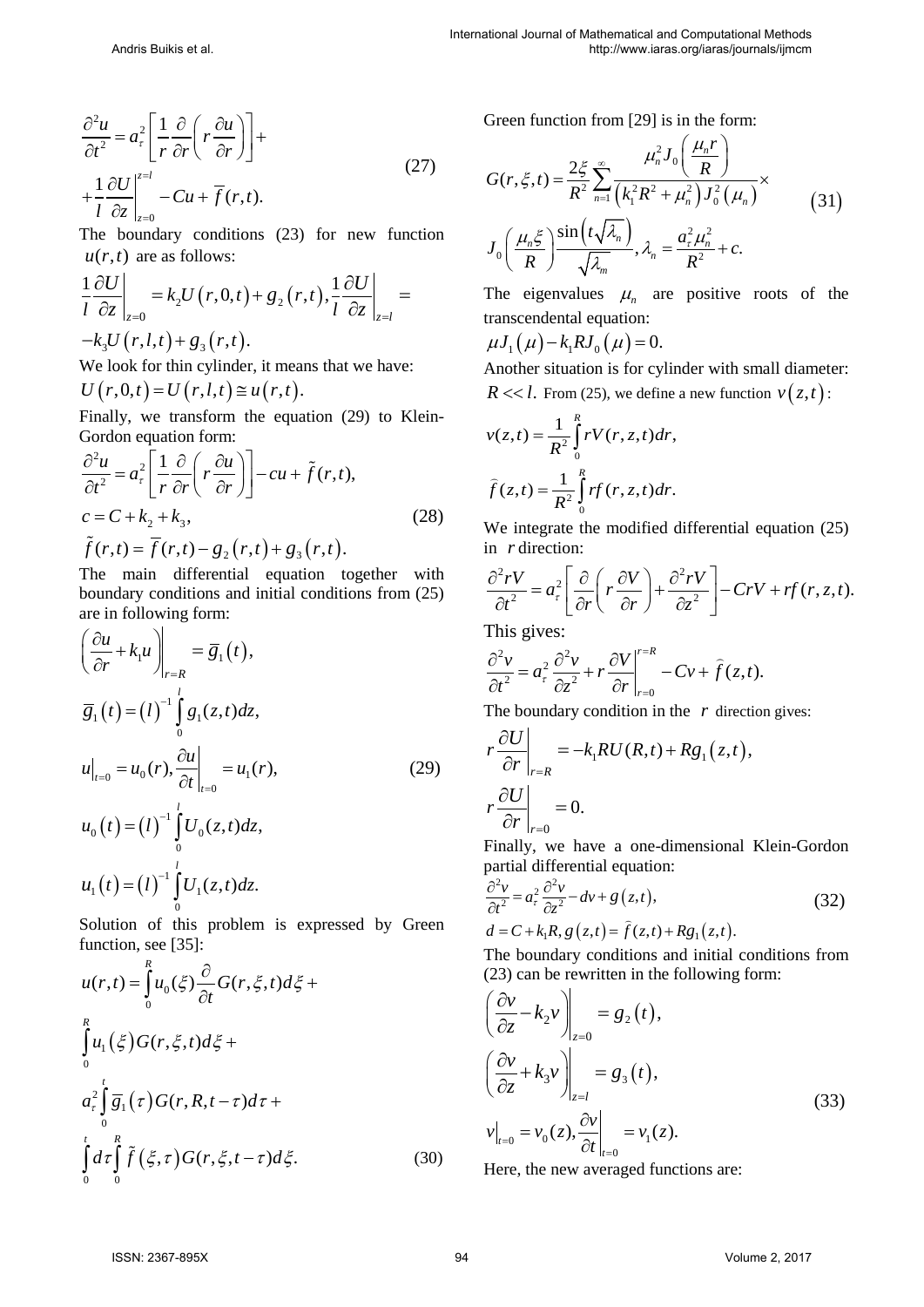$$\frac{\partial^2 u}{\partial t^2} = a_\tau^2 \left[ \frac{1}{r} \frac{\partial}{\partial r} \left( r \frac{\partial u}{\partial r} \right) \right] + \\ + \frac{1}{l} \frac{\partial U}{\partial z} \Bigg|_{z=0}^{z=l} - Cu + \overline{f}(r,t). \tag{27}$$

The boundary conditions (23) for new function $u(r,t)$ are as follows:

$$\frac{1}{l} \frac{\partial U}{\partial z} \Bigg|_{z=0} = k_2 U(r,0,t) + g_2(r,t), \frac{1}{l} \frac{\partial U}{\partial z} \Bigg|_{z=l} = \\ -k_3 U(r,l,t) + g_3(r,t).$$

We look for thin cylinder, it means that we have: $U(r,0,t) = U(r,l,t) \cong u(r,t)$.

Finally, we transform the equation (29) to Klein-Gordon equation form:

$$\frac{\partial^2 u}{\partial t^2} = a_\tau^2 \left[ \frac{1}{r} \frac{\partial}{\partial r} \left( r \frac{\partial u}{\partial r} \right) \right] - cu + \tilde{f}(r,t), \\ c = C + k_2 + k_3, \tag{28} \\ \tilde{f}(r,t) = \overline{f}(r,t) - g_2(r,t) + g_3(r,t).$$

The main differential equation together with boundary conditions and initial conditions from (25) are in following form:

$$\left( \frac{\partial u}{\partial r} + k_1 u \right) \Bigg|_{r=R} = \overline{g}_1(t), \\ \overline{g}_1(t) = (l)^{-1} \int_0^l g_1(z,t) dz, \\ u|_{t=0} = u_0(r), \frac{\partial u}{\partial t} \Bigg|_{t=0} = u_1(r), \tag{29} \\ u_0(t) = (l)^{-1} \int_0^l U_0(z,t) dz, \\ u_1(t) = (l)^{-1} \int_0^l U_1(z,t) dz.$$

Solution of this problem is expressed by Green function, see [35]:

$$u(r,t) = \int_0^R u_0(\xi) \frac{\partial}{\partial t} G(r,\xi,t) d\xi + \\ \int_0^R u_1(\xi) G(r,\xi,t) d\xi + \\ a_\tau^2 \int_0^t \overline{g}_1(\tau) G(r,R,t-\tau) d\tau + \\ \int_0^t d\tau \int_0^R \tilde{f}(\xi,\tau) G(r,\xi,t-\tau) d\xi. \tag{30}$$

Green function from [29] is in the form:

$$G(r,\xi,t) = \frac{2\xi}{R^2} \sum_{n=1}^{\infty} \frac{\mu_n^2 J_0\left(\frac{\mu_n r}{R}\right)}{\left(k_1^2 R^2 + \mu_n^2\right) J_0^2(\mu_n)} \times \\ J_0\left(\frac{\mu_n \xi}{R}\right) \frac{\sin\left(t\sqrt{\lambda_n}\right)}{\sqrt{\lambda_m}}, \lambda_n = \frac{a_\tau^2 \mu_n^2}{R^2} + c. \tag{31}$$

The eigenvalues $\mu_n$ are positive roots of the transcendental equation:

$\mu J_1(\mu) - k_1 R J_0(\mu) = 0.$

Another situation is for cylinder with small diameter: $R << l$. From (25), we define a new function $v(z,t)$:

$$v(z,t) = \frac{1}{R^2} \int_0^R r V(r,z,t) dr, \\ \hat{f}(z,t) = \frac{1}{R^2} \int_0^R r f(r,z,t) dr.$$

We integrate the modified differential equation (25) in $r$ direction:

$$\frac{\partial^2 rV}{\partial t^2} = a_\tau^2 \left[ \frac{\partial}{\partial r} \left( r \frac{\partial V}{\partial r} \right) + \frac{\partial^2 rV}{\partial z^2} \right] - CrV + rf(r,z,t).$$

This gives:

$$\frac{\partial^2 v}{\partial t^2} = a_\tau^2 \frac{\partial^2 v}{\partial z^2} + r \frac{\partial V}{\partial r} \Bigg|_{r=0}^{r=R} - Cv + \hat{f}(z,t).$$

The boundary condition in the $r$ direction gives:

$$r \frac{\partial U}{\partial r} \Bigg|_{r=R} = -k_1 R U(R,t) + R g_1(z,t), \\ r \frac{\partial U}{\partial r} \Bigg|_{r=0} = 0.$$

Finally, we have a one-dimensional Klein-Gordon partial differential equation:

$$\frac{\partial^2 v}{\partial t^2} = a_\tau^2 \frac{\partial^2 v}{\partial z^2} - dv + g(z,t), \tag{32} \\ d = C + k_1 R, g(z,t) = \hat{f}(z,t) + R g_1(z,t).$$

The boundary conditions and initial conditions from (23) can be rewritten in the following form:

$$\left( \frac{\partial v}{\partial z} - k_2 v \right) \Bigg|_{z=0} = g_2(t), \\ \left( \frac{\partial v}{\partial z} + k_3 v \right) \Bigg|_{z=l} = g_3(t), \tag{33} \\ v|_{t=0} = v_0(z), \frac{\partial v}{\partial t} \Bigg|_{t=0} = v_1(z).$$

Here, the new averaged functions are: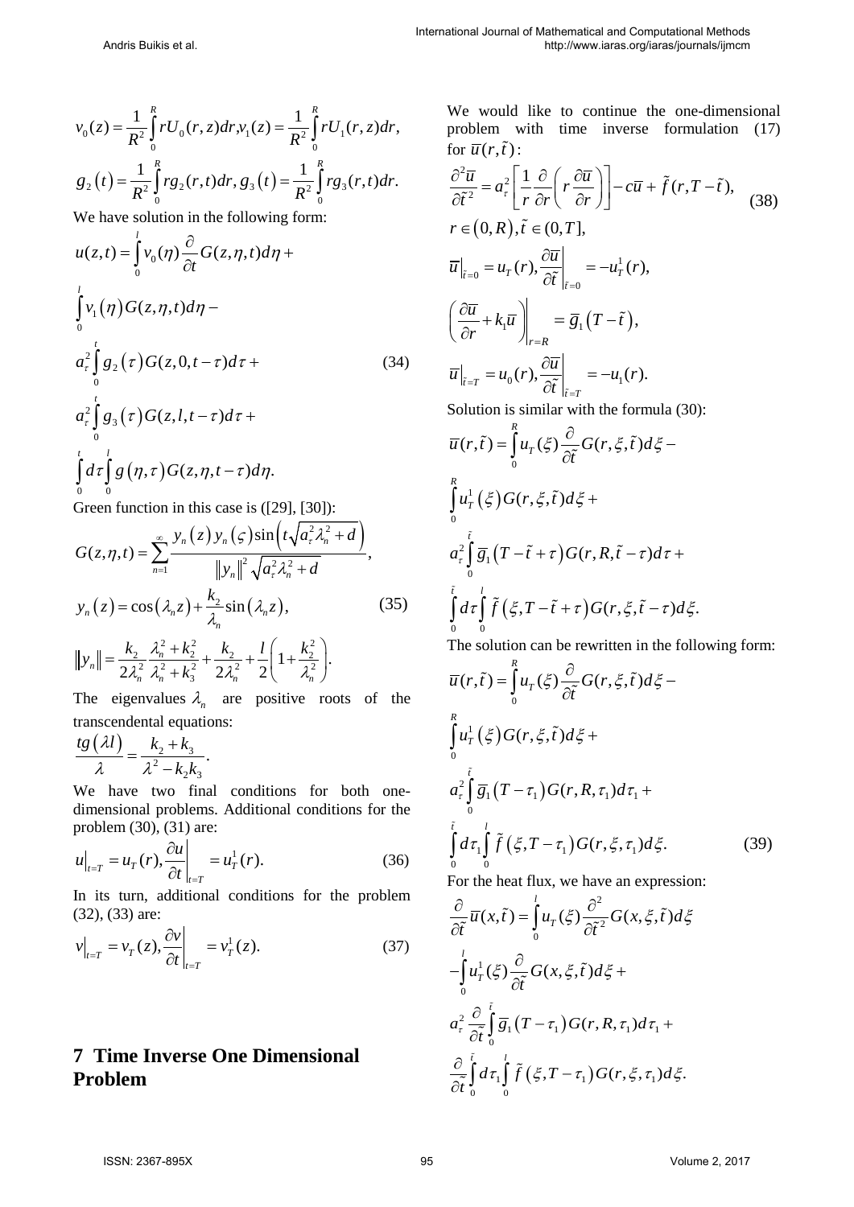$$v_0(z)=\frac{1}{R^2}\int_0^R rU_0(r,z)dr, v_1(z)=\frac{1}{R^2}\int_0^R rU_1(r,z)dr,$$

$$g_2(t)=\frac{1}{R^2}\int_0^R rg_2(r,t)dr, g_3(t)=\frac{1}{R^2}\int_0^R rg_3(r,t)dr.$$

We have solution in the following form:

$$\begin{aligned}
u(z,t)=&\int_0^l v_0(\eta)\frac{\partial}{\partial t}G(z,\eta,t)d\eta+\\
&\int_0^l v_1(\eta)G(z,\eta,t)d\eta-\\
&a_\tau^2\int_0^t g_2(\tau)G(z,0,t-\tau)d\tau+\\
&a_\tau^2\int_0^t g_3(\tau)G(z,l,t-\tau)d\tau+\\
&\int_0^t d\tau\int_0^l g(\eta,\tau)G(z,\eta,t-\tau)d\eta.
\end{aligned} \tag{34}$$

Green function in this case is ([29], [30]):

$$\begin{aligned}
&G(z,\eta,t)=\sum_{n=1}^{\infty}\frac{y_n(z)y_n(\varsigma)\sin\left(t\sqrt{a_\tau^2\lambda_n^2+d}\right)}{\|y_n\|^2\sqrt{a_\tau^2\lambda_n^2+d}},\\
&y_n(z)=\cos(\lambda_n z)+\frac{k_2}{\lambda_n}\sin(\lambda_n z),\\
&\|y_n\|=\frac{k_2}{2\lambda_n^2}\frac{\lambda_n^2+k_2^2}{\lambda_n^2+k_3^2}+\frac{k_2}{2\lambda_n^2}+\frac{l}{2}\left(1+\frac{k_2^2}{\lambda_n^2}\right).
\end{aligned} \tag{35}$$

The eigenvalues $\lambda_n$ are positive roots of the transcendental equations:

$$\frac{tg(\lambda l)}{\lambda}=\frac{k_2+k_3}{\lambda^2-k_2k_3}.$$

We have two final conditions for both one-dimensional problems. Additional conditions for the problem (30), (31) are:

$$u\big|_{t=T}=u_T(r), \frac{\partial u}{\partial t}\bigg|_{t=T}=u_T^1(r). \tag{36}$$

In its turn, additional conditions for the problem (32), (33) are:

$$v\big|_{t=T}=v_T(z), \frac{\partial v}{\partial t}\bigg|_{t=T}=v_T^1(z). \tag{37}$$

## 7 Time Inverse One Dimensional Problem

We would like to continue the one-dimensional problem with time inverse formulation (17) for $\overline{u}(r,\tilde{t})$:

$$\begin{aligned}
&\frac{\partial^2\overline{u}}{\partial\tilde{t}^2}=a_\tau^2\left[\frac{1}{r}\frac{\partial}{\partial r}\left(r\frac{\partial\overline{u}}{\partial r}\right)\right]-c\overline{u}+\tilde{f}(r,T-\tilde{t}),\\
&r\in(0,R), \tilde{t}\in(0,T],\\
&\overline{u}\big|_{\tilde{t}=0}=u_T(r), \frac{\partial\overline{u}}{\partial\tilde{t}}\bigg|_{\tilde{t}=0}=-u_T^1(r),\\
&\left(\frac{\partial\overline{u}}{\partial r}+k_1\overline{u}\right)\bigg|_{r=R}=\overline{g}_1(T-\tilde{t}),\\
&\overline{u}\big|_{\tilde{t}=T}=u_0(r), \frac{\partial\overline{u}}{\partial\tilde{t}}\bigg|_{\tilde{t}=T}=-u_1(r).
\end{aligned} \tag{38}$$

Solution is similar with the formula (30):

$$\begin{aligned}
\overline{u}(r,\tilde{t})=&\int_0^R u_T(\xi)\frac{\partial}{\partial\tilde{t}}G(r,\xi,\tilde{t})d\xi-\\
&\int_0^R u_T^1(\xi)G(r,\xi,\tilde{t})d\xi+\\
&a_\tau^2\int_0^{\tilde{t}}\overline{g}_1(T-\tilde{t}+\tau)G(r,R,\tilde{t}-\tau)d\tau+\\
&\int_0^{\tilde{t}}d\tau\int_0^l\tilde{f}(\xi,T-\tilde{t}+\tau)G(r,\xi,\tilde{t}-\tau)d\xi.
\end{aligned}$$

The solution can be rewritten in the following form:

$$\begin{aligned}
\overline{u}(r,\tilde{t})=&\int_0^R u_T(\xi)\frac{\partial}{\partial\tilde{t}}G(r,\xi,\tilde{t})d\xi-\\
&\int_0^R u_T^1(\xi)G(r,\xi,\tilde{t})d\xi+\\
&a_\tau^2\int_0^{\tilde{t}}\overline{g}_1(T-\tau_1)G(r,R,\tau_1)d\tau_1+\\
&\int_0^{\tilde{t}}d\tau_1\int_0^l\tilde{f}(\xi,T-\tau_1)G(r,\xi,\tau_1)d\xi.
\end{aligned} \tag{39}$$

For the heat flux, we have an expression:

$$\begin{aligned}
\frac{\partial}{\partial\tilde{t}}\overline{u}(x,\tilde{t})=&\int_0^l u_T(\xi)\frac{\partial^2}{\partial\tilde{t}^2}G(x,\xi,\tilde{t})d\xi\\
&-\int_0^l u_T^1(\xi)\frac{\partial}{\partial\tilde{t}}G(x,\xi,\tilde{t})d\xi+\\
&a_\tau^2\frac{\partial}{\partial\tilde{t}}\int_0^{\tilde{t}}\overline{g}_1(T-\tau_1)G(r,R,\tau_1)d\tau_1+\\
&\frac{\partial}{\partial\tilde{t}}\int_0^{\tilde{t}}d\tau_1\int_0^l\tilde{f}(\xi,T-\tau_1)G(r,\xi,\tau_1)d\xi.
\end{aligned}$$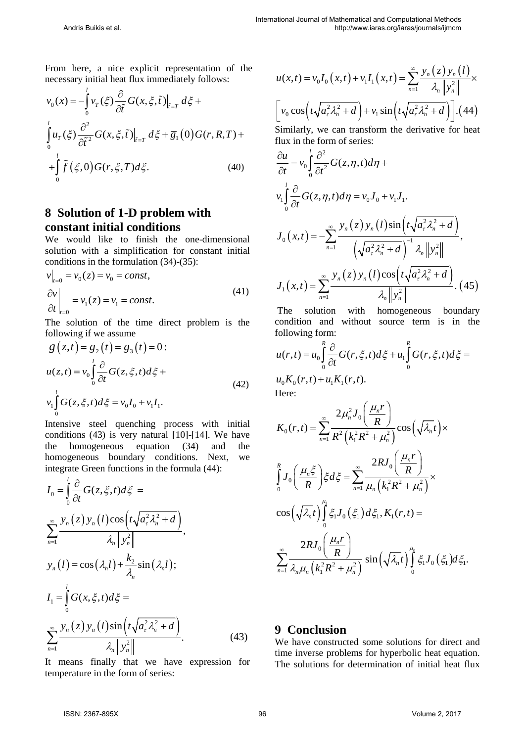From here, a nice explicit representation of the necessary initial heat flux immediately follows:

$$v_0(x) = -\int_0^l v_T(\xi)\frac{\partial}{\partial\tilde{t}}G(x,\xi,\tilde{t})\Big|_{\tilde{t}=T}d\xi +$$
$$\int_0^l u_T(\xi)\frac{\partial^2}{\partial\tilde{t}^2}G(x,\xi,\tilde{t})\Big|_{\tilde{t}=T}d\xi + \overline{g}_1(0)G(r,R,T) +$$
$$+\int_0^l \tilde{f}(\xi,0)G(r,\xi,T)d\xi. \qquad (40)$$

## 8 Solution of 1-D problem with constant initial conditions

We would like to finish the one-dimensional solution with a simplification for constant initial conditions in the formulation (34)-(35):

$$v\big|_{t=0} = v_0(z) = v_0 = const,$$
$$\frac{\partial v}{\partial t}\Big|_{t=0} = v_1(z) = v_1 = const. \qquad (41)$$

The solution of the time direct problem is the following if we assume

$$g(z,t) = g_2(t) = g_3(t) = 0:$$
$$u(z,t) = v_0\int_0^l \frac{\partial}{\partial t}G(z,\xi,t)d\xi +$$
$$v_1\int_0^l G(z,\xi,t)d\xi = v_0 I_0 + v_1 I_1. \qquad (42)$$

Intensive steel quenching process with initial conditions (43) is very natural [10]-[14]. We have the homogeneous equation (34) and the homogeneous boundary conditions. Next, we integrate Green functions in the formula (44):

$$I_0 = \int_0^l \frac{\partial}{\partial t}G(z,\xi,t)d\xi =$$
$$\sum_{n=1}^{\infty}\frac{y_n(z)\,y_n(l)\cos\left(t\sqrt{a_\tau^2\lambda_n^2+d}\right)}{\lambda_n\left\|y_n^2\right\|},$$
$$y_n(l) = \cos(\lambda_n l) + \frac{k_2}{\lambda_n}\sin(\lambda_n l);$$
$$I_1 = \int_0^l G(x,\xi,t)d\xi =$$
$$\sum_{n=1}^{\infty}\frac{y_n(z)\,y_n(l)\sin\left(t\sqrt{a_\tau^2\lambda_n^2+d}\right)}{\lambda_n\left\|y_n^2\right\|}. \qquad (43)$$

It means finally that we have expression for temperature in the form of series:

$$u(x,t) = v_0 I_0(x,t) + v_1 I_1(x,t) = \sum_{n=1}^{\infty}\frac{y_n(z)\,y_n(l)}{\lambda_n\left\|y_n^2\right\|}\times$$
$$\left[v_0\cos\left(t\sqrt{a_\tau^2\lambda_n^2+d}\right) + v_1\sin\left(t\sqrt{a_\tau^2\lambda_n^2+d}\right)\right]. (44)$$

Similarly, we can transform the derivative for heat flux in the form of series:

$$\frac{\partial u}{\partial t} = v_0\int_0^l \frac{\partial^2}{\partial t^2}G(z,\eta,t)d\eta +$$
$$v_1\int_0^l \frac{\partial}{\partial t}G(z,\eta,t)d\eta = v_0 J_0 + v_1 J_1.$$
$$J_0(x,t) = -\sum_{n=1}^{\infty}\frac{y_n(z)\,y_n(l)\sin\left(t\sqrt{a_\tau^2\lambda_n^2+d}\right)}{\left(\sqrt{a_\tau^2\lambda_n^2+d}\right)^{-1}\lambda_n\left\|y_n^2\right\|},$$
$$J_1(x,t) = \sum_{n=1}^{\infty}\frac{y_n(z)\,y_n(l)\cos\left(t\sqrt{a_\tau^2\lambda_n^2+d}\right)}{\lambda_n\left\|y_n^2\right\|}. (45)$$

The solution with homogeneous boundary condition and without source term is in the following form:

$$u(r,t) = u_0\int_0^R \frac{\partial}{\partial t}G(r,\xi,t)d\xi + u_1\int_0^R G(r,\xi,t)d\xi =$$
$$u_0 K_0(r,t) + u_1 K_1(r,t).$$

Here:

$$K_0(r,t) = \sum_{n=1}^{\infty}\frac{2\mu_n^2 J_0\left(\frac{\mu_n r}{R}\right)}{R^2\left(k_1^2R^2+\mu_n^2\right)}\cos\left(\sqrt{\lambda_n}t\right)\times$$
$$\int_0^R J_0\left(\frac{\mu_n\xi}{R}\right)\xi d\xi = \sum_{n=1}^{\infty}\frac{2RJ_0\left(\frac{\mu_n r}{R}\right)}{\mu_n\left(k_1^2R^2+\mu_n^2\right)}\times$$
$$\cos\left(\sqrt{\lambda_n}t\right)\int_0^{\mu_1}\xi_1 J_0(\xi_1)\,d\xi_1,\ K_1(r,t) =$$
$$\sum_{n=1}^{\infty}\frac{2RJ_0\left(\frac{\mu_n r}{R}\right)}{\lambda_n\mu_n\left(k_1^2R^2+\mu_n^2\right)}\sin\left(\sqrt{\lambda_n}t\right)\int_0^{\mu_n}\xi_1 J_0(\xi_1)d\xi_1.$$

## 9 Conclusion

We have constructed some solutions for direct and time inverse problems for hyperbolic heat equation. The solutions for determination of initial heat flux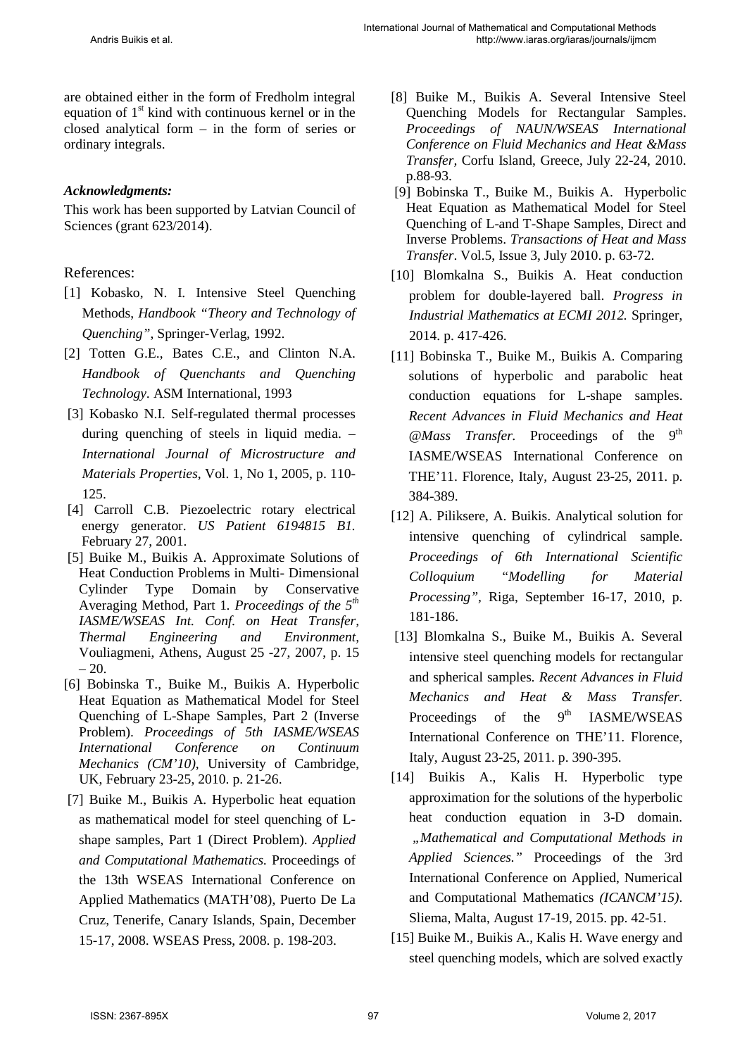are obtained either in the form of Fredholm integral equation of 1st kind with continuous kernel or in the closed analytical form – in the form of series or ordinary integrals.

***Acknowledgments:***

This work has been supported by Latvian Council of Sciences (grant 623/2014).

## References:

[1] Kobasko, N. I. Intensive Steel Quenching Methods, *Handbook "Theory and Technology of Quenching"*, Springer-Verlag, 1992.

[2] Totten G.E., Bates C.E., and Clinton N.A. *Handbook of Quenchants and Quenching Technology.* ASM International, 1993

[3] Kobasko N.I. Self-regulated thermal processes during quenching of steels in liquid media. – *International Journal of Microstructure and Materials Properties*, Vol. 1, No 1, 2005, p. 110-125.

[4] Carroll C.B. Piezoelectric rotary electrical energy generator. *US Patient 6194815 B1.* February 27, 2001.

[5] Buike M., Buikis A. Approximate Solutions of Heat Conduction Problems in Multi- Dimensional Cylinder Type Domain by Conservative Averaging Method, Part 1. *Proceedings of the 5th IASME/WSEAS Int. Conf. on Heat Transfer, Thermal Engineering and Environment*, Vouliagmeni, Athens, August 25 -27, 2007, p. 15 – 20.

[6] Bobinska T., Buike M., Buikis A. Hyperbolic Heat Equation as Mathematical Model for Steel Quenching of L-Shape Samples, Part 2 (Inverse Problem). *Proceedings of 5th IASME/WSEAS International Conference on Continuum Mechanics (CM'10)*, University of Cambridge, UK, February 23-25, 2010. p. 21-26.

[7] Buike M., Buikis A. Hyperbolic heat equation as mathematical model for steel quenching of L-shape samples, Part 1 (Direct Problem). *Applied and Computational Mathematics.* Proceedings of the 13th WSEAS International Conference on Applied Mathematics (MATH'08), Puerto De La Cruz, Tenerife, Canary Islands, Spain, December 15-17, 2008. WSEAS Press, 2008. p. 198-203.

[8] Buike M., Buikis A. Several Intensive Steel Quenching Models for Rectangular Samples. *Proceedings of NAUN/WSEAS International Conference on Fluid Mechanics and Heat &Mass Transfer*, Corfu Island, Greece, July 22-24, 2010. p.88-93.

[9] Bobinska T., Buike M., Buikis A. Hyperbolic Heat Equation as Mathematical Model for Steel Quenching of L-and T-Shape Samples, Direct and Inverse Problems. *Transactions of Heat and Mass Transfer*. Vol.5, Issue 3, July 2010. p. 63-72.

[10] Blomkalna S., Buikis A. Heat conduction problem for double-layered ball. *Progress in Industrial Mathematics at ECMI 2012.* Springer, 2014. p. 417-426.

[11] Bobinska T., Buike M., Buikis A. Comparing solutions of hyperbolic and parabolic heat conduction equations for L-shape samples. *Recent Advances in Fluid Mechanics and Heat @Mass Transfer.* Proceedings of the 9th IASME/WSEAS International Conference on THE'11. Florence, Italy, August 23-25, 2011. p. 384-389.

[12] A. Piliksere, A. Buikis. Analytical solution for intensive quenching of cylindrical sample. *Proceedings of 6th International Scientific Colloquium "Modelling for Material Processing"*, Riga, September 16-17, 2010, p. 181-186.

[13] Blomkalna S., Buike M., Buikis A. Several intensive steel quenching models for rectangular and spherical samples. *Recent Advances in Fluid Mechanics and Heat & Mass Transfer.* Proceedings of the 9th IASME/WSEAS International Conference on THE'11. Florence, Italy, August 23-25, 2011. p. 390-395.

[14] Buikis A., Kalis H. Hyperbolic type approximation for the solutions of the hyperbolic heat conduction equation in 3-D domain. *„Mathematical and Computational Methods in Applied Sciences."* Proceedings of the 3rd International Conference on Applied, Numerical and Computational Mathematics *(ICANCM'15)*. Sliema, Malta, August 17-19, 2015. pp. 42-51.

[15] Buike M., Buikis A., Kalis H. Wave energy and steel quenching models, which are solved exactly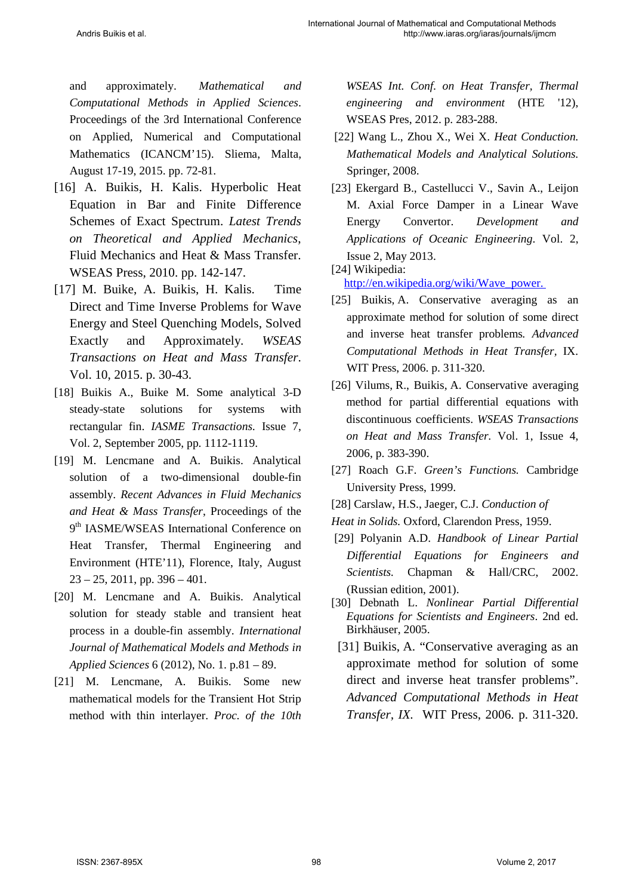and approximately. *Mathematical and Computational Methods in Applied Sciences*. Proceedings of the 3rd International Conference on Applied, Numerical and Computational Mathematics (ICANCM'15). Sliema, Malta, August 17-19, 2015. pp. 72-81.

[16] A. Buikis, H. Kalis. Hyperbolic Heat Equation in Bar and Finite Difference Schemes of Exact Spectrum. *Latest Trends on Theoretical and Applied Mechanics*, Fluid Mechanics and Heat & Mass Transfer. WSEAS Press, 2010. pp. 142-147.

[17] M. Buike, A. Buikis, H. Kalis. Time Direct and Time Inverse Problems for Wave Energy and Steel Quenching Models, Solved Exactly and Approximately. *WSEAS Transactions on Heat and Mass Transfer*. Vol. 10, 2015. p. 30-43.

[18] Buikis A., Buike M. Some analytical 3-D steady-state solutions for systems with rectangular fin. *IASME Transactions.* Issue 7, Vol. 2, September 2005, pp. 1112-1119.

[19] M. Lencmane and A. Buikis. Analytical solution of a two-dimensional double-fin assembly. *Recent Advances in Fluid Mechanics and Heat & Mass Transfer*, Proceedings of the 9th IASME/WSEAS International Conference on Heat Transfer, Thermal Engineering and Environment (HTE'11), Florence, Italy, August 23 – 25, 2011, pp. 396 – 401.

[20] M. Lencmane and A. Buikis. Analytical solution for steady stable and transient heat process in a double-fin assembly. *International Journal of Mathematical Models and Methods in Applied Sciences* 6 (2012), No. 1. p.81 – 89.

[21] M. Lencmane, A. Buikis. Some new mathematical models for the Transient Hot Strip method with thin interlayer. *Proc. of the 10th WSEAS Int. Conf. on Heat Transfer, Thermal engineering and environment* (HTE '12), WSEAS Pres, 2012. p. 283-288.

[22] Wang L., Zhou X., Wei X. *Heat Conduction. Mathematical Models and Analytical Solutions.* Springer, 2008.

[23] Ekergard B., Castellucci V., Savin A., Leijon M. Axial Force Damper in a Linear Wave Energy Convertor. *Development and Applications of Oceanic Engineering*. Vol. 2, Issue 2, May 2013.

[24] Wikipedia: http://en.wikipedia.org/wiki/Wave_power.

[25] Buikis, A. Conservative averaging as an approximate method for solution of some direct and inverse heat transfer problems*. Advanced Computational Methods in Heat Transfer,* IX. WIT Press, 2006. p. 311-320.

[26] Vilums, R., Buikis, A. Conservative averaging method for partial differential equations with discontinuous coefficients. *WSEAS Transactions on Heat and Mass Transfer*. Vol. 1, Issue 4, 2006, p. 383-390.

[27] Roach G.F. *Green's Functions.* Cambridge University Press, 1999.

[28] Carslaw, H.S., Jaeger, C.J. *Conduction of Heat in Solids.* Oxford, Clarendon Press, 1959.

[29] Polyanin A.D. *Handbook of Linear Partial Differential Equations for Engineers and Scientists.* Chapman & Hall/CRC, 2002. (Russian edition, 2001).

[30] Debnath L. *Nonlinear Partial Differential Equations for Scientists and Engineers*. 2nd ed. Birkhäuser, 2005.

[31] Buikis, A. "Conservative averaging as an approximate method for solution of some direct and inverse heat transfer problems". *Advanced Computational Methods in Heat Transfer, IX.* WIT Press, 2006. p. 311-320.